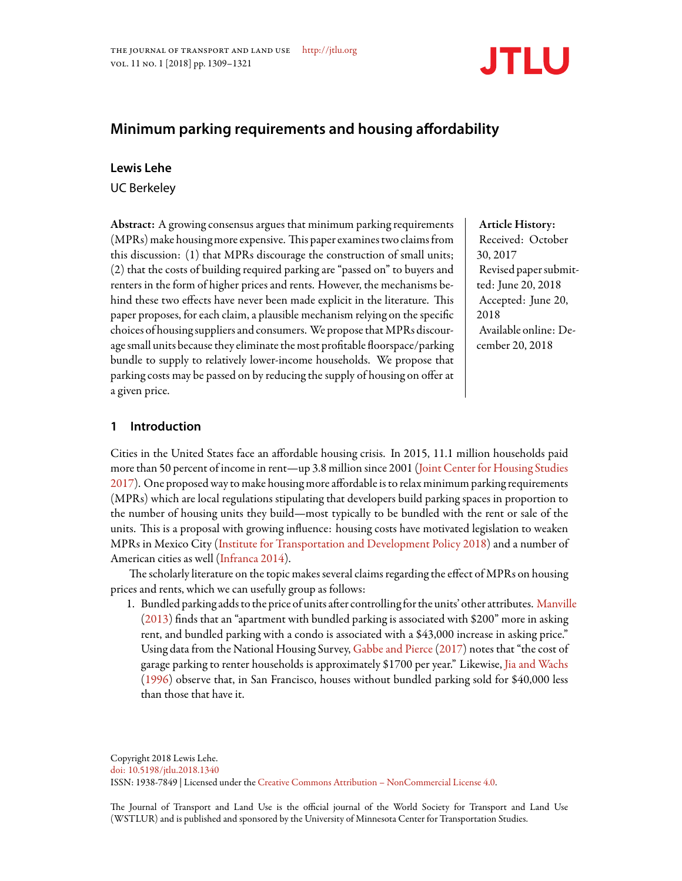# Minimum parking requirements and housing affordability

**Lewis Lehe**
UC Berkeley

**Abstract:** A growing consensus argues that minimum parking requirements (MPRs) make housing more expensive. This paper examines two claims from this discussion: (1) that MPRs discourage the construction of small units; (2) that the costs of building required parking are "passed on" to buyers and renters in the form of higher prices and rents. However, the mechanisms behind these two effects have never been made explicit in the literature. This paper proposes, for each claim, a plausible mechanism relying on the specific choices of housing suppliers and consumers. We propose that MPRs discourage small units because they eliminate the most profitable floorspace/parking bundle to supply to relatively lower-income households. We propose that parking costs may be passed on by reducing the supply of housing on offer at a given price.

**Article History:**
Received: October 30, 2017
Revised paper submitted: June 20, 2018
Accepted: June 20, 2018
Available online: December 20, 2018

## 1 Introduction

Cities in the United States face an affordable housing crisis. In 2015, 11.1 million households paid more than 50 percent of income in rent—up 3.8 million since 2001 (Joint Center for Housing Studies 2017). One proposed way to make housing more affordable is to relax minimum parking requirements (MPRs) which are local regulations stipulating that developers build parking spaces in proportion to the number of housing units they build—most typically to be bundled with the rent or sale of the units. This is a proposal with growing influence: housing costs have motivated legislation to weaken MPRs in Mexico City (Institute for Transportation and Development Policy 2018) and a number of American cities as well (Infranca 2014).

The scholarly literature on the topic makes several claims regarding the effect of MPRs on housing prices and rents, which we can usefully group as follows:

1. Bundled parking adds to the price of units after controlling for the units' other attributes. Manville (2013) finds that an "apartment with bundled parking is associated with $200" more in asking rent, and bundled parking with a condo is associated with a $43,000 increase in asking price." Using data from the National Housing Survey, Gabbe and Pierce (2017) notes that "the cost of garage parking to renter households is approximately $1700 per year." Likewise, Jia and Wachs (1996) observe that, in San Francisco, houses without bundled parking sold for $40,000 less than those that have it.

Copyright 2018 Lewis Lehe.
doi: 10.5198/jtlu.2018.1340
ISSN: 1938-7849 | Licensed under the Creative Commons Attribution – NonCommercial License 4.0.

The Journal of Transport and Land Use is the official journal of the World Society for Transport and Land Use (WSTLUR) and is published and sponsored by the University of Minnesota Center for Transportation Studies.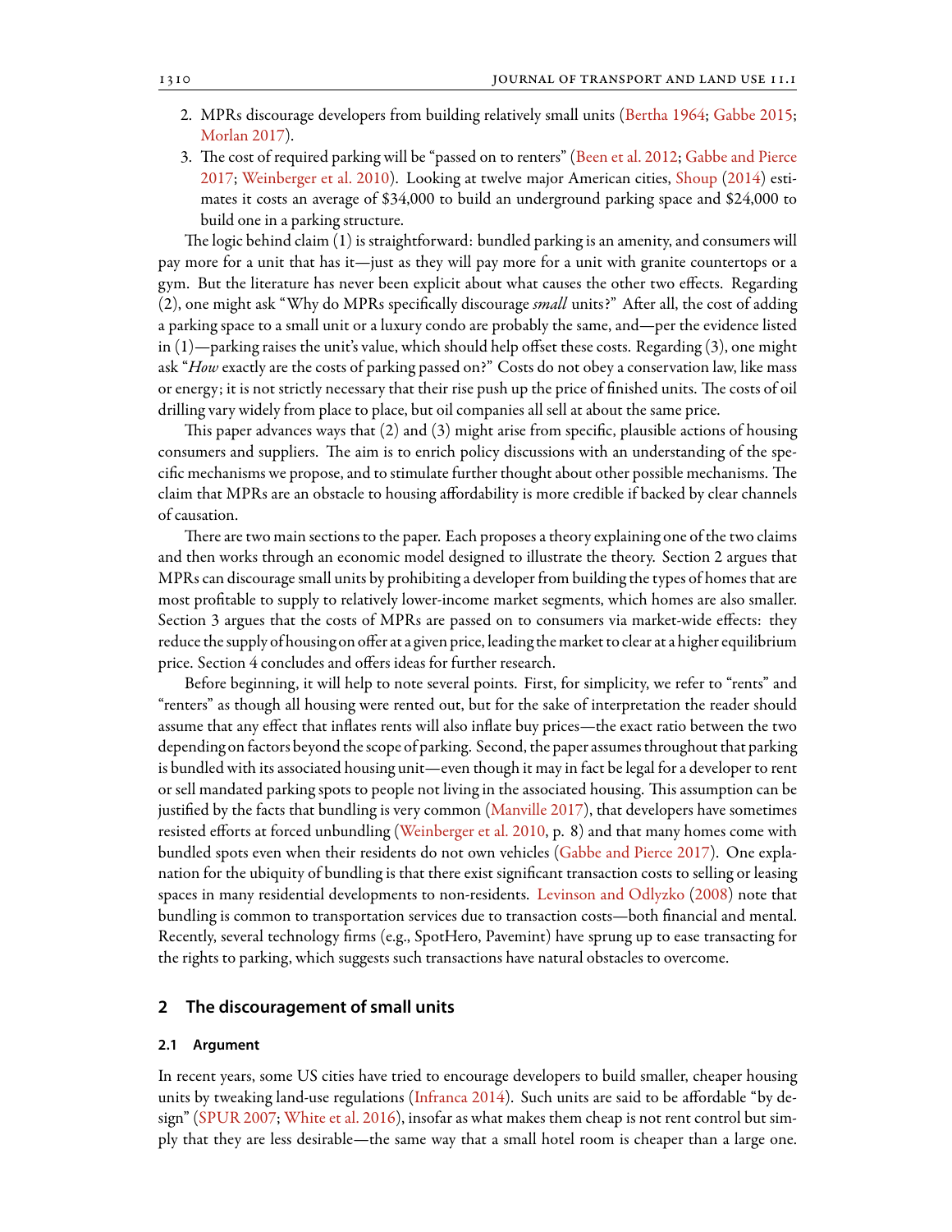2. MPRs discourage developers from building relatively small units (Bertha 1964; Gabbe 2015; Morlan 2017).
3. The cost of required parking will be "passed on to renters" (Been et al. 2012; Gabbe and Pierce 2017; Weinberger et al. 2010). Looking at twelve major American cities, Shoup (2014) estimates it costs an average of $34,000 to build an underground parking space and $24,000 to build one in a parking structure.

The logic behind claim (1) is straightforward: bundled parking is an amenity, and consumers will pay more for a unit that has it—just as they will pay more for a unit with granite countertops or a gym. But the literature has never been explicit about what causes the other two effects. Regarding (2), one might ask "Why do MPRs specifically discourage *small* units?" After all, the cost of adding a parking space to a small unit or a luxury condo are probably the same, and—per the evidence listed in (1)—parking raises the unit's value, which should help offset these costs. Regarding (3), one might ask "*How* exactly are the costs of parking passed on?" Costs do not obey a conservation law, like mass or energy; it is not strictly necessary that their rise push up the price of finished units. The costs of oil drilling vary widely from place to place, but oil companies all sell at about the same price.

This paper advances ways that (2) and (3) might arise from specific, plausible actions of housing consumers and suppliers. The aim is to enrich policy discussions with an understanding of the specific mechanisms we propose, and to stimulate further thought about other possible mechanisms. The claim that MPRs are an obstacle to housing affordability is more credible if backed by clear channels of causation.

There are two main sections to the paper. Each proposes a theory explaining one of the two claims and then works through an economic model designed to illustrate the theory. Section 2 argues that MPRs can discourage small units by prohibiting a developer from building the types of homes that are most profitable to supply to relatively lower-income market segments, which homes are also smaller. Section 3 argues that the costs of MPRs are passed on to consumers via market-wide effects: they reduce the supply of housing on offer at a given price, leading the market to clear at a higher equilibrium price. Section 4 concludes and offers ideas for further research.

Before beginning, it will help to note several points. First, for simplicity, we refer to "rents" and "renters" as though all housing were rented out, but for the sake of interpretation the reader should assume that any effect that inflates rents will also inflate buy prices—the exact ratio between the two depending on factors beyond the scope of parking. Second, the paper assumes throughout that parking is bundled with its associated housing unit—even though it may in fact be legal for a developer to rent or sell mandated parking spots to people not living in the associated housing. This assumption can be justified by the facts that bundling is very common (Manville 2017), that developers have sometimes resisted efforts at forced unbundling (Weinberger et al. 2010, p. 8) and that many homes come with bundled spots even when their residents do not own vehicles (Gabbe and Pierce 2017). One explanation for the ubiquity of bundling is that there exist significant transaction costs to selling or leasing spaces in many residential developments to non-residents. Levinson and Odlyzko (2008) note that bundling is common to transportation services due to transaction costs—both financial and mental. Recently, several technology firms (e.g., SpotHero, Pavemint) have sprung up to ease transacting for the rights to parking, which suggests such transactions have natural obstacles to overcome.

## 2 The discouragement of small units

### 2.1 Argument

In recent years, some US cities have tried to encourage developers to build smaller, cheaper housing units by tweaking land-use regulations (Infranca 2014). Such units are said to be affordable "by design" (SPUR 2007; White et al. 2016), insofar as what makes them cheap is not rent control but simply that they are less desirable—the same way that a small hotel room is cheaper than a large one.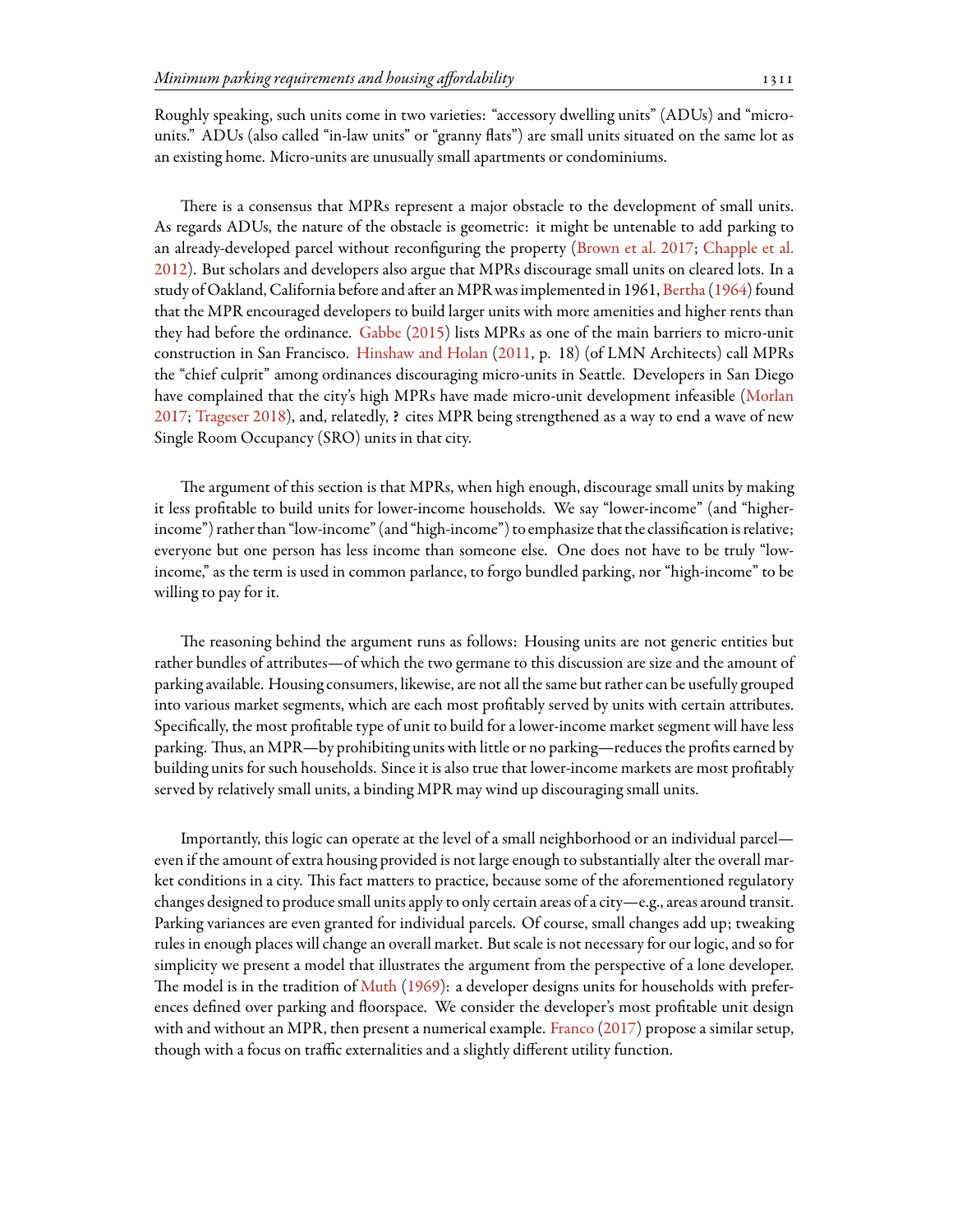Roughly speaking, such units come in two varieties: "accessory dwelling units" (ADUs) and "micro-units." ADUs (also called "in-law units" or "granny flats") are small units situated on the same lot as an existing home. Micro-units are unusually small apartments or condominiums.

There is a consensus that MPRs represent a major obstacle to the development of small units. As regards ADUs, the nature of the obstacle is geometric: it might be untenable to add parking to an already-developed parcel without reconfiguring the property (Brown et al. 2017; Chapple et al. 2012). But scholars and developers also argue that MPRs discourage small units on cleared lots. In a study of Oakland, California before and after an MPR was implemented in 1961, Bertha (1964) found that the MPR encouraged developers to build larger units with more amenities and higher rents than they had before the ordinance. Gabbe (2015) lists MPRs as one of the main barriers to micro-unit construction in San Francisco. Hinshaw and Holan (2011, p. 18) (of LMN Architects) call MPRs the "chief culprit" among ordinances discouraging micro-units in Seattle. Developers in San Diego have complained that the city's high MPRs have made micro-unit development infeasible (Morlan 2017; Trageser 2018), and, relatedly, **?** cites MPR being strengthened as a way to end a wave of new Single Room Occupancy (SRO) units in that city.

The argument of this section is that MPRs, when high enough, discourage small units by making it less profitable to build units for lower-income households. We say "lower-income" (and "higher-income") rather than "low-income" (and "high-income") to emphasize that the classification is relative; everyone but one person has less income than someone else. One does not have to be truly "low-income," as the term is used in common parlance, to forgo bundled parking, nor "high-income" to be willing to pay for it.

The reasoning behind the argument runs as follows: Housing units are not generic entities but rather bundles of attributes—of which the two germane to this discussion are size and the amount of parking available. Housing consumers, likewise, are not all the same but rather can be usefully grouped into various market segments, which are each most profitably served by units with certain attributes. Specifically, the most profitable type of unit to build for a lower-income market segment will have less parking. Thus, an MPR—by prohibiting units with little or no parking—reduces the profits earned by building units for such households. Since it is also true that lower-income markets are most profitably served by relatively small units, a binding MPR may wind up discouraging small units.

Importantly, this logic can operate at the level of a small neighborhood or an individual parcel—even if the amount of extra housing provided is not large enough to substantially alter the overall market conditions in a city. This fact matters to practice, because some of the aforementioned regulatory changes designed to produce small units apply to only certain areas of a city—e.g., areas around transit. Parking variances are even granted for individual parcels. Of course, small changes add up; tweaking rules in enough places will change an overall market. But scale is not necessary for our logic, and so for simplicity we present a model that illustrates the argument from the perspective of a lone developer. The model is in the tradition of Muth (1969): a developer designs units for households with preferences defined over parking and floorspace. We consider the developer's most profitable unit design with and without an MPR, then present a numerical example. Franco (2017) propose a similar setup, though with a focus on traffic externalities and a slightly different utility function.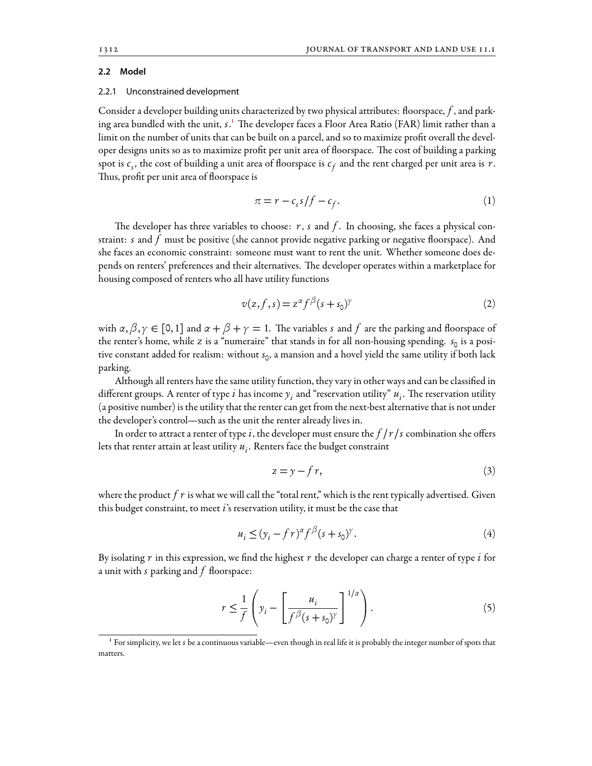## 2.2 Model

### 2.2.1 Unconstrained development

Consider a developer building units characterized by two physical attributes: floorspace, $f$, and parking area bundled with the unit, $s$.[1] The developer faces a Floor Area Ratio (FAR) limit rather than a limit on the number of units that can be built on a parcel, and so to maximize profit overall the developer designs units so as to maximize profit per unit area of floorspace. The cost of building a parking spot is $c_s$, the cost of building a unit area of floorspace is $c_f$ and the rent charged per unit area is $r$. Thus, profit per unit area of floorspace is

$$\pi = r - c_s s/f - c_f. \tag{1}$$

The developer has three variables to choose: $r$, $s$ and $f$. In choosing, she faces a physical constraint: $s$ and $f$ must be positive (she cannot provide negative parking or negative floorspace). And she faces an economic constraint: someone must want to rent the unit. Whether someone does depends on renters' preferences and their alternatives. The developer operates within a marketplace for housing composed of renters who all have utility functions

$$v(z,f,s) = z^{\alpha} f^{\beta} (s+s_0)^{\gamma} \tag{2}$$

with $\alpha, \beta, \gamma \in [0,1]$ and $\alpha + \beta + \gamma = 1$. The variables $s$ and $f$ are the parking and floorspace of the renter's home, while $z$ is a "numeraire" that stands in for all non-housing spending. $s_0$ is a positive constant added for realism: without $s_0$, a mansion and a hovel yield the same utility if both lack parking.

Although all renters have the same utility function, they vary in other ways and can be classified in different groups. A renter of type $i$ has income $y_i$ and "reservation utility" $u_i$. The reservation utility (a positive number) is the utility that the renter can get from the next-best alternative that is not under the developer's control—such as the unit the renter already lives in.

In order to attract a renter of type $i$, the developer must ensure the $f/r/s$ combination she offers lets that renter attain at least utility $u_i$. Renters face the budget constraint

$$z = y - fr, \tag{3}$$

where the product $fr$ is what we will call the "total rent," which is the rent typically advertised. Given this budget constraint, to meet $i$'s reservation utility, it must be the case that

$$u_i \leq (y_i - fr)^{\alpha} f^{\beta} (s+s_0)^{\gamma}. \tag{4}$$

By isolating $r$ in this expression, we find the highest $r$ the developer can charge a renter of type $i$ for a unit with $s$ parking and $f$ floorspace:

$$r \leq \frac{1}{f}\left( y_i - \left[ \frac{u_i}{f^{\beta}(s+s_0)^{\gamma}} \right]^{1/\alpha} \right). \tag{5}$$

[1] For simplicity, we let $s$ be a continuous variable—even though in real life it is probably the integer number of spots that matters.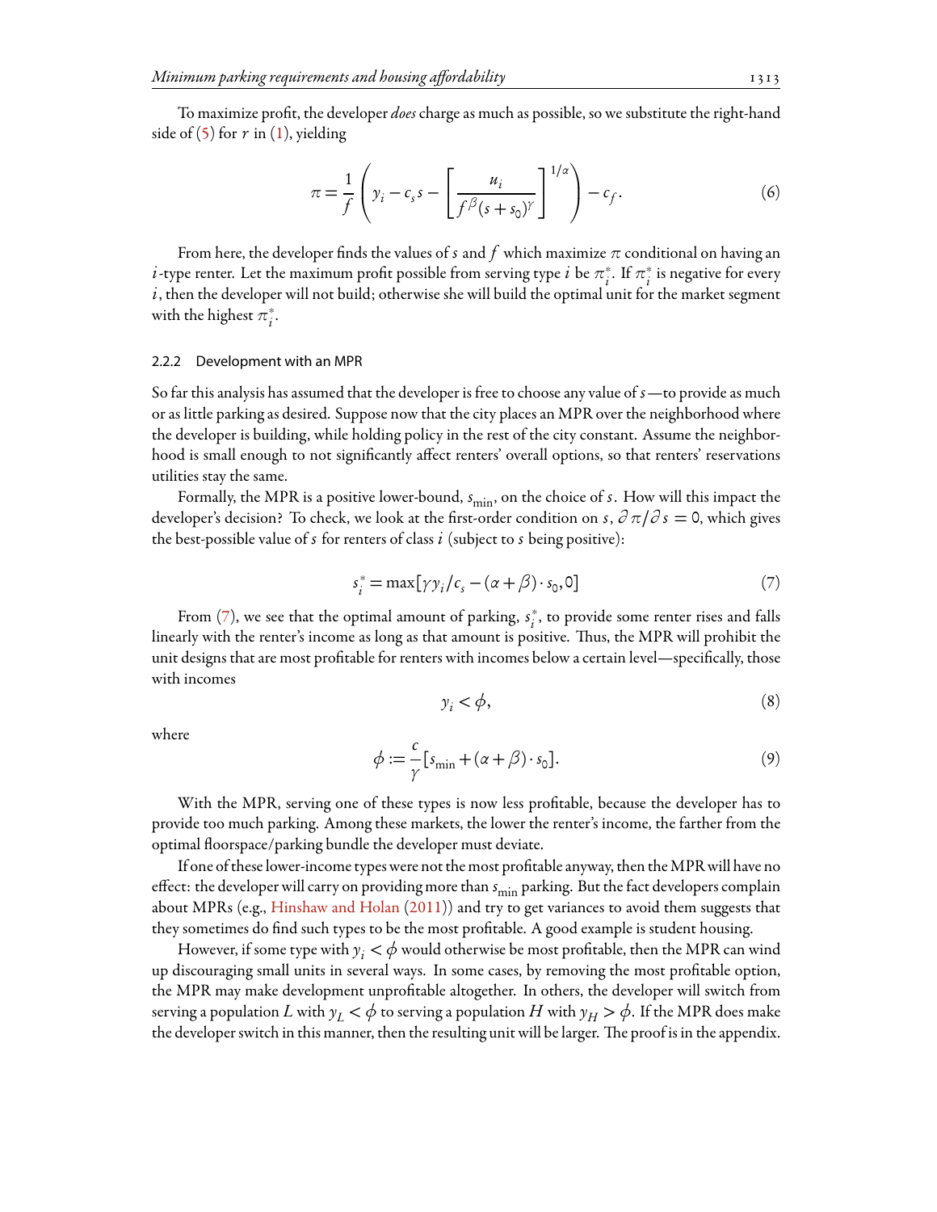To maximize profit, the developer *does* charge as much as possible, so we substitute the right-hand side of (5) for $r$ in (1), yielding

$$\pi = \frac{1}{f}\left(y_i - c_s s - \left[\frac{u_i}{f^{\beta}(s+s_0)^{\gamma}}\right]^{1/\alpha}\right) - c_f. \tag{6}$$

From here, the developer finds the values of $s$ and $f$ which maximize $\pi$ conditional on having an $i$-type renter. Let the maximum profit possible from serving type $i$ be $\pi_i^*$. If $\pi_i^*$ is negative for every $i$, then the developer will not build; otherwise she will build the optimal unit for the market segment with the highest $\pi_i^*$.

### 2.2.2 Development with an MPR

So far this analysis has assumed that the developer is free to choose any value of $s$—to provide as much or as little parking as desired. Suppose now that the city places an MPR over the neighborhood where the developer is building, while holding policy in the rest of the city constant. Assume the neighborhood is small enough to not significantly affect renters' overall options, so that renters' reservations utilities stay the same.

Formally, the MPR is a positive lower-bound, $s_{\min}$, on the choice of $s$. How will this impact the developer's decision? To check, we look at the first-order condition on $s$, $\partial \pi / \partial s = 0$, which gives the best-possible value of $s$ for renters of class $i$ (subject to $s$ being positive):

$$s_i^* = \max[\gamma y_i / c_s - (\alpha + \beta)\cdot s_0, 0] \tag{7}$$

From (7), we see that the optimal amount of parking, $s_i^*$, to provide some renter rises and falls linearly with the renter's income as long as that amount is positive. Thus, the MPR will prohibit the unit designs that are most profitable for renters with incomes below a certain level—specifically, those with incomes

$$y_i < \phi, \tag{8}$$

where

$$\phi := \frac{c}{\gamma}[s_{\min} + (\alpha + \beta)\cdot s_0]. \tag{9}$$

With the MPR, serving one of these types is now less profitable, because the developer has to provide too much parking. Among these markets, the lower the renter's income, the farther from the optimal floorspace/parking bundle the developer must deviate.

If one of these lower-income types were not the most profitable anyway, then the MPR will have no effect: the developer will carry on providing more than $s_{\min}$ parking. But the fact developers complain about MPRs (e.g., Hinshaw and Holan (2011)) and try to get variances to avoid them suggests that they sometimes do find such types to be the most profitable. A good example is student housing.

However, if some type with $y_i < \phi$ would otherwise be most profitable, then the MPR can wind up discouraging small units in several ways. In some cases, by removing the most profitable option, the MPR may make development unprofitable altogether. In others, the developer will switch from serving a population $L$ with $y_L < \phi$ to serving a population $H$ with $y_H > \phi$. If the MPR does make the developer switch in this manner, then the resulting unit will be larger. The proof is in the appendix.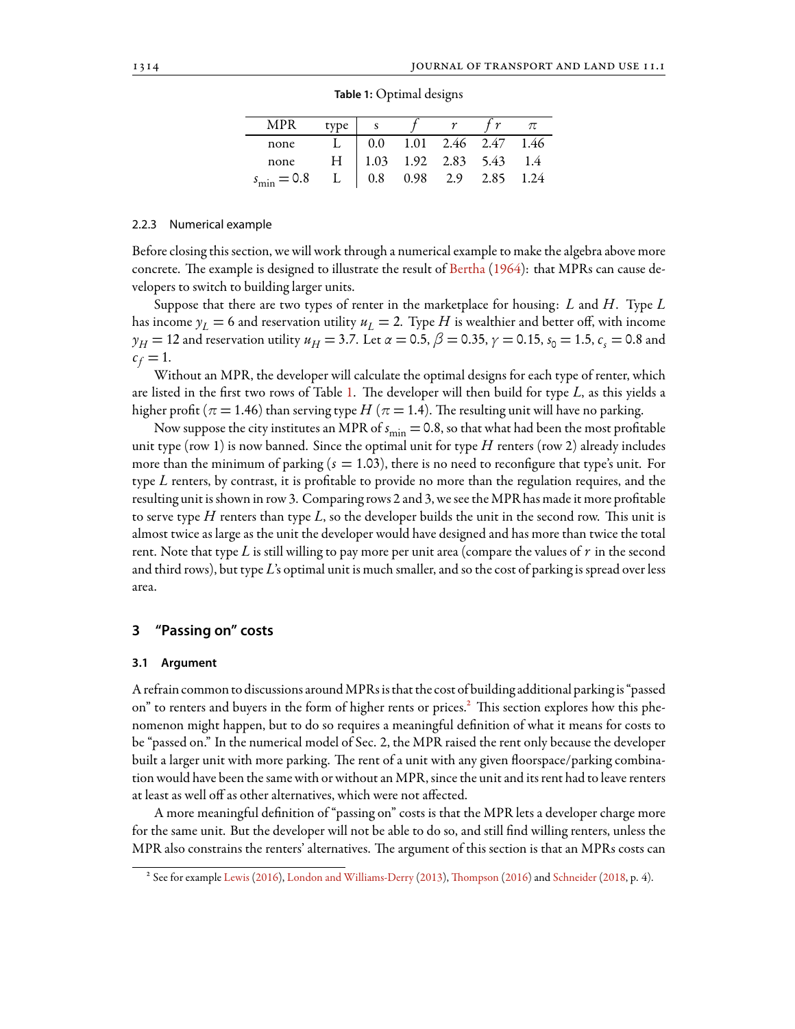**Table 1:** Optimal designs

| MPR | type | s | $f$ | $r$ | $fr$ | $\pi$ |
|---|---|---|---|---|---|---|
| none | L | 0.0 | 1.01 | 2.46 | 2.47 | 1.46 |
| none | H | 1.03 | 1.92 | 2.83 | 5.43 | 1.4 |
| $s_{\min} = 0.8$ | L | 0.8 | 0.98 | 2.9 | 2.85 | 1.24 |

#### 2.2.3 Numerical example

Before closing this section, we will work through a numerical example to make the algebra above more concrete. The example is designed to illustrate the result of Bertha (1964): that MPRs can cause developers to switch to building larger units.

Suppose that there are two types of renter in the marketplace for housing: $L$ and $H$. Type $L$ has income $y_L = 6$ and reservation utility $u_L = 2$. Type $H$ is wealthier and better off, with income $y_H = 12$ and reservation utility $u_H = 3.7$. Let $\alpha = 0.5$, $\beta = 0.35$, $\gamma = 0.15$, $s_0 = 1.5$, $c_s = 0.8$ and $c_f = 1$.

Without an MPR, the developer will calculate the optimal designs for each type of renter, which are listed in the first two rows of Table 1. The developer will then build for type $L$, as this yields a higher profit ($\pi = 1.46$) than serving type $H$ ($\pi = 1.4$). The resulting unit will have no parking.

Now suppose the city institutes an MPR of $s_{\min} = 0.8$, so that what had been the most profitable unit type (row 1) is now banned. Since the optimal unit for type $H$ renters (row 2) already includes more than the minimum of parking ($s = 1.03$), there is no need to reconfigure that type's unit. For type $L$ renters, by contrast, it is profitable to provide no more than the regulation requires, and the resulting unit is shown in row 3. Comparing rows 2 and 3, we see the MPR has made it more profitable to serve type $H$ renters than type $L$, so the developer builds the unit in the second row. This unit is almost twice as large as the unit the developer would have designed and has more than twice the total rent. Note that type $L$ is still willing to pay more per unit area (compare the values of $r$ in the second and third rows), but type $L$'s optimal unit is much smaller, and so the cost of parking is spread over less area.

## 3 "Passing on" costs

### 3.1 Argument

A refrain common to discussions around MPRs is that the cost of building additional parking is "passed on" to renters and buyers in the form of higher rents or prices.[2] This section explores how this phenomenon might happen, but to do so requires a meaningful definition of what it means for costs to be "passed on." In the numerical model of Sec. 2, the MPR raised the rent only because the developer built a larger unit with more parking. The rent of a unit with any given floorspace/parking combination would have been the same with or without an MPR, since the unit and its rent had to leave renters at least as well off as other alternatives, which were not affected.

A more meaningful definition of "passing on" costs is that the MPR lets a developer charge more for the same unit. But the developer will not be able to do so, and still find willing renters, unless the MPR also constrains the renters' alternatives. The argument of this section is that an MPRs costs can

[2] See for example Lewis (2016), London and Williams-Derry (2013), Thompson (2016) and Schneider (2018, p. 4).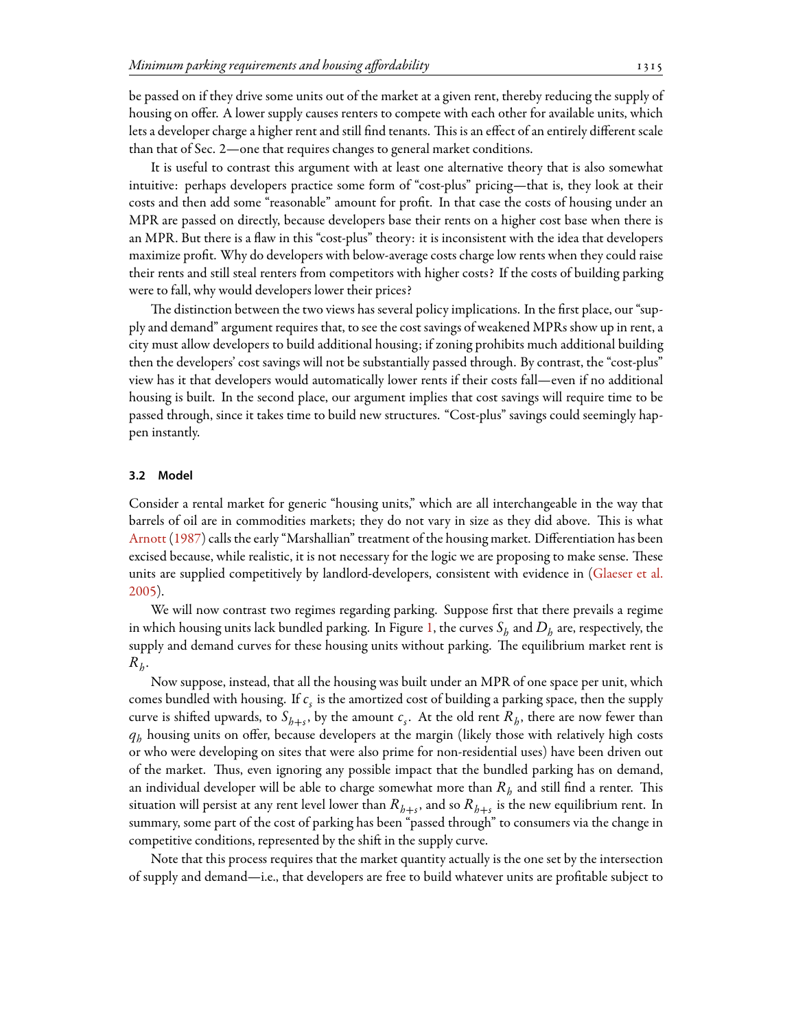be passed on if they drive some units out of the market at a given rent, thereby reducing the supply of housing on offer. A lower supply causes renters to compete with each other for available units, which lets a developer charge a higher rent and still find tenants. This is an effect of an entirely different scale than that of Sec. 2—one that requires changes to general market conditions.

It is useful to contrast this argument with at least one alternative theory that is also somewhat intuitive: perhaps developers practice some form of "cost-plus" pricing—that is, they look at their costs and then add some "reasonable" amount for profit. In that case the costs of housing under an MPR are passed on directly, because developers base their rents on a higher cost base when there is an MPR. But there is a flaw in this "cost-plus" theory: it is inconsistent with the idea that developers maximize profit. Why do developers with below-average costs charge low rents when they could raise their rents and still steal renters from competitors with higher costs? If the costs of building parking were to fall, why would developers lower their prices?

The distinction between the two views has several policy implications. In the first place, our "supply and demand" argument requires that, to see the cost savings of weakened MPRs show up in rent, a city must allow developers to build additional housing; if zoning prohibits much additional building then the developers' cost savings will not be substantially passed through. By contrast, the "cost-plus" view has it that developers would automatically lower rents if their costs fall—even if no additional housing is built. In the second place, our argument implies that cost savings will require time to be passed through, since it takes time to build new structures. "Cost-plus" savings could seemingly happen instantly.

### 3.2 Model

Consider a rental market for generic "housing units," which are all interchangeable in the way that barrels of oil are in commodities markets; they do not vary in size as they did above. This is what Arnott (1987) calls the early "Marshallian" treatment of the housing market. Differentiation has been excised because, while realistic, it is not necessary for the logic we are proposing to make sense. These units are supplied competitively by landlord-developers, consistent with evidence in (Glaeser et al. 2005).

We will now contrast two regimes regarding parking. Suppose first that there prevails a regime in which housing units lack bundled parking. In Figure 1, the curves $S_h$ and $D_h$ are, respectively, the supply and demand curves for these housing units without parking. The equilibrium market rent is $R_h$.

Now suppose, instead, that all the housing was built under an MPR of one space per unit, which comes bundled with housing. If $c_s$ is the amortized cost of building a parking space, then the supply curve is shifted upwards, to $S_{h+s}$, by the amount $c_s$. At the old rent $R_h$, there are now fewer than $q_h$ housing units on offer, because developers at the margin (likely those with relatively high costs or who were developing on sites that were also prime for non-residential uses) have been driven out of the market. Thus, even ignoring any possible impact that the bundled parking has on demand, an individual developer will be able to charge somewhat more than $R_h$ and still find a renter. This situation will persist at any rent level lower than $R_{h+s}$, and so $R_{h+s}$ is the new equilibrium rent. In summary, some part of the cost of parking has been "passed through" to consumers via the change in competitive conditions, represented by the shift in the supply curve.

Note that this process requires that the market quantity actually is the one set by the intersection of supply and demand—i.e., that developers are free to build whatever units are profitable subject to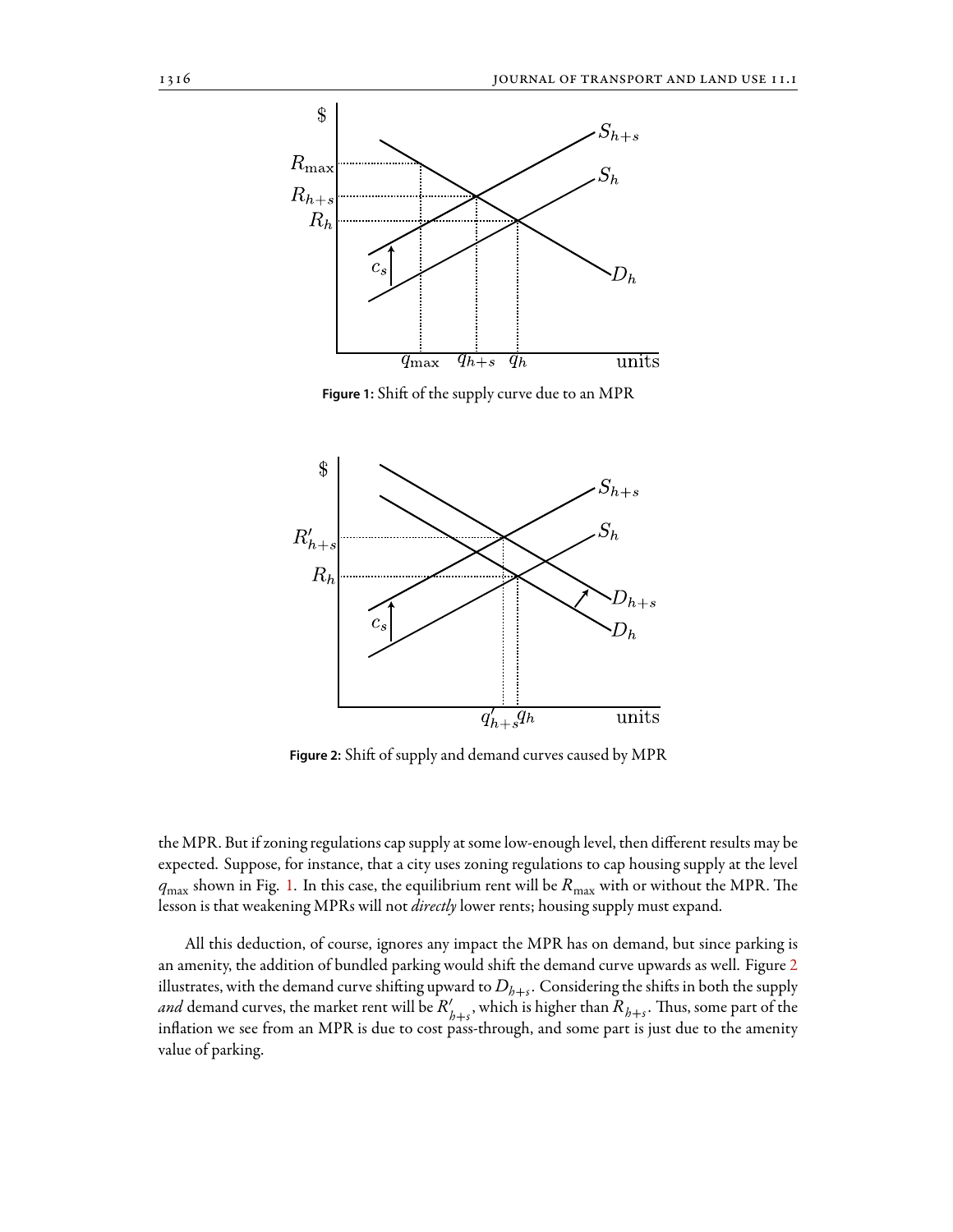Figure 1: Shift of the supply curve due to an MPR

Figure 2: Shift of supply and demand curves caused by MPR

the MPR. But if zoning regulations cap supply at some low-enough level, then different results may be expected. Suppose, for instance, that a city uses zoning regulations to cap housing supply at the level $q_{\max}$ shown in Fig. 1. In this case, the equilibrium rent will be $R_{\max}$ with or without the MPR. The lesson is that weakening MPRs will not *directly* lower rents; housing supply must expand.

All this deduction, of course, ignores any impact the MPR has on demand, but since parking is an amenity, the addition of bundled parking would shift the demand curve upwards as well. Figure 2 illustrates, with the demand curve shifting upward to $D_{h+s}$. Considering the shifts in both the supply *and* demand curves, the market rent will be $R'_{h+s}$, which is higher than $R_{h+s}$. Thus, some part of the inflation we see from an MPR is due to cost pass-through, and some part is just due to the amenity value of parking.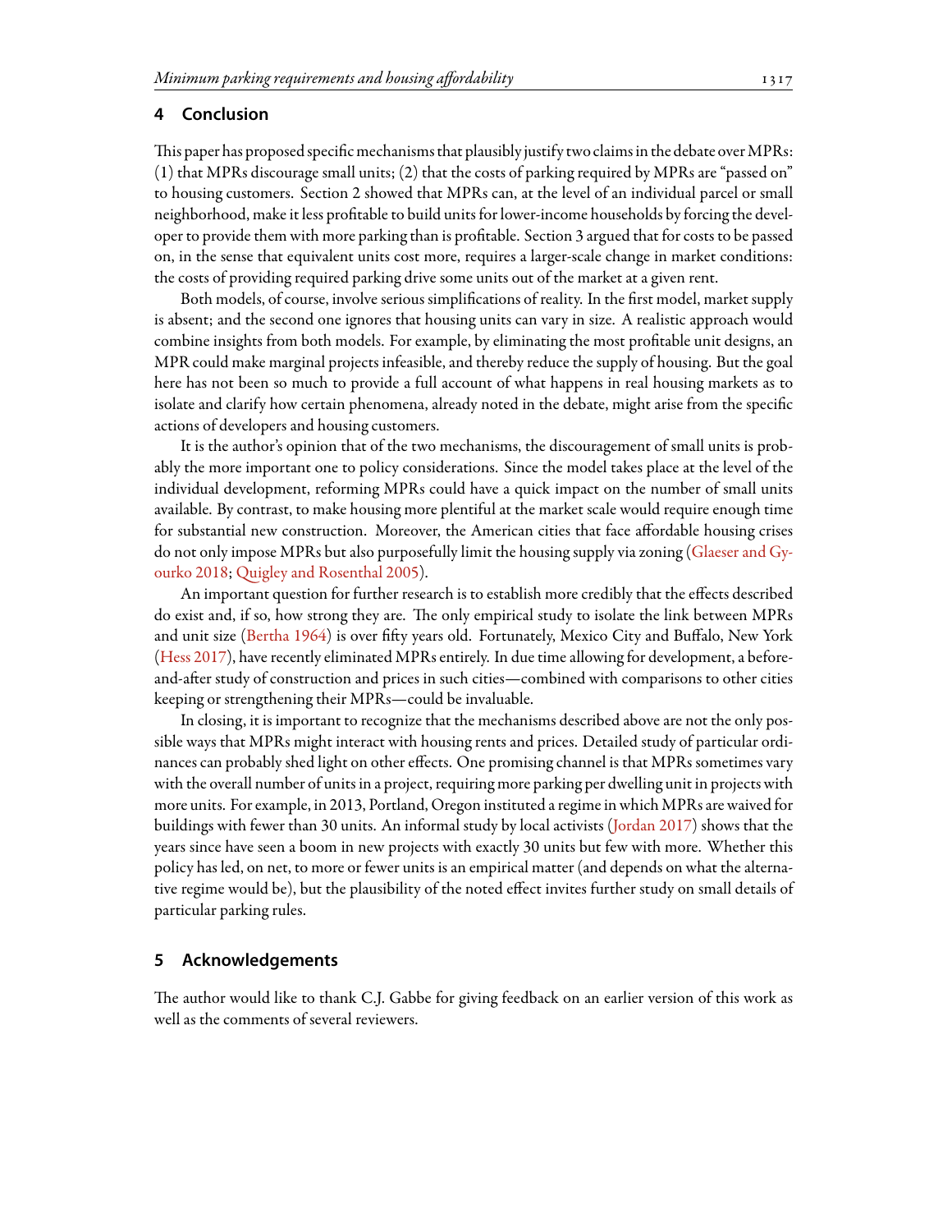## 4 Conclusion

This paper has proposed specific mechanisms that plausibly justify two claims in the debate over MPRs: (1) that MPRs discourage small units; (2) that the costs of parking required by MPRs are "passed on" to housing customers. Section 2 showed that MPRs can, at the level of an individual parcel or small neighborhood, make it less profitable to build units for lower-income households by forcing the developer to provide them with more parking than is profitable. Section 3 argued that for costs to be passed on, in the sense that equivalent units cost more, requires a larger-scale change in market conditions: the costs of providing required parking drive some units out of the market at a given rent.

Both models, of course, involve serious simplifications of reality. In the first model, market supply is absent; and the second one ignores that housing units can vary in size. A realistic approach would combine insights from both models. For example, by eliminating the most profitable unit designs, an MPR could make marginal projects infeasible, and thereby reduce the supply of housing. But the goal here has not been so much to provide a full account of what happens in real housing markets as to isolate and clarify how certain phenomena, already noted in the debate, might arise from the specific actions of developers and housing customers.

It is the author's opinion that of the two mechanisms, the discouragement of small units is probably the more important one to policy considerations. Since the model takes place at the level of the individual development, reforming MPRs could have a quick impact on the number of small units available. By contrast, to make housing more plentiful at the market scale would require enough time for substantial new construction. Moreover, the American cities that face affordable housing crises do not only impose MPRs but also purposefully limit the housing supply via zoning (Glaeser and Gyourko 2018; Quigley and Rosenthal 2005).

An important question for further research is to establish more credibly that the effects described do exist and, if so, how strong they are. The only empirical study to isolate the link between MPRs and unit size (Bertha 1964) is over fifty years old. Fortunately, Mexico City and Buffalo, New York (Hess 2017), have recently eliminated MPRs entirely. In due time allowing for development, a before-and-after study of construction and prices in such cities—combined with comparisons to other cities keeping or strengthening their MPRs—could be invaluable.

In closing, it is important to recognize that the mechanisms described above are not the only possible ways that MPRs might interact with housing rents and prices. Detailed study of particular ordinances can probably shed light on other effects. One promising channel is that MPRs sometimes vary with the overall number of units in a project, requiring more parking per dwelling unit in projects with more units. For example, in 2013, Portland, Oregon instituted a regime in which MPRs are waived for buildings with fewer than 30 units. An informal study by local activists (Jordan 2017) shows that the years since have seen a boom in new projects with exactly 30 units but few with more. Whether this policy has led, on net, to more or fewer units is an empirical matter (and depends on what the alternative regime would be), but the plausibility of the noted effect invites further study on small details of particular parking rules.

## 5 Acknowledgements

The author would like to thank C.J. Gabbe for giving feedback on an earlier version of this work as well as the comments of several reviewers.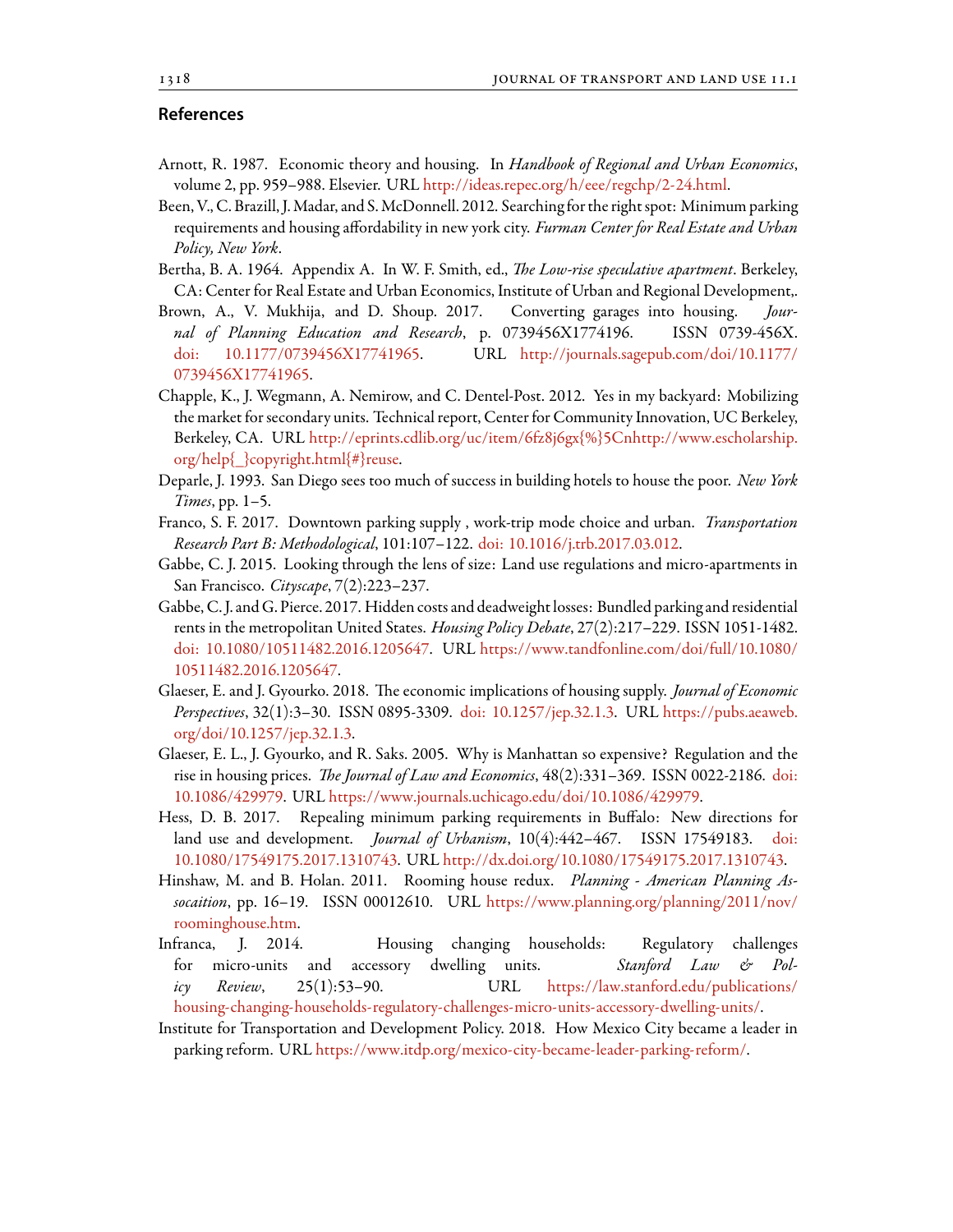## References

Arnott, R. 1987. Economic theory and housing. In *Handbook of Regional and Urban Economics*, volume 2, pp. 959–988. Elsevier. URL http://ideas.repec.org/h/eee/regchp/2-24.html.

Been, V., C. Brazill, J. Madar, and S. McDonnell. 2012. Searching for the right spot: Minimum parking requirements and housing affordability in new york city. *Furman Center for Real Estate and Urban Policy, New York*.

Bertha, B. A. 1964. Appendix A. In W. F. Smith, ed., *The Low-rise speculative apartment*. Berkeley, CA: Center for Real Estate and Urban Economics, Institute of Urban and Regional Development,.

Brown, A., V. Mukhija, and D. Shoup. 2017. Converting garages into housing. *Journal of Planning Education and Research*, p. 0739456X1774196. ISSN 0739-456X. doi: 10.1177/0739456X17741965. URL http://journals.sagepub.com/doi/10.1177/0739456X17741965.

Chapple, K., J. Wegmann, A. Nemirow, and C. Dentel-Post. 2012. Yes in my backyard: Mobilizing the market for secondary units. Technical report, Center for Community Innovation, UC Berkeley, Berkeley, CA. URL http://eprints.cdlib.org/uc/item/6fz8j6gx{%}5Cnhttp://www.escholarship.org/help{_}copyright.html{#}reuse.

Deparle, J. 1993. San Diego sees too much of success in building hotels to house the poor. *New York Times*, pp. 1–5.

Franco, S. F. 2017. Downtown parking supply , work-trip mode choice and urban. *Transportation Research Part B: Methodological*, 101:107–122. doi: 10.1016/j.trb.2017.03.012.

Gabbe, C. J. 2015. Looking through the lens of size: Land use regulations and micro-apartments in San Francisco. *Cityscape*, 7(2):223–237.

Gabbe, C. J. and G. Pierce. 2017. Hidden costs and deadweight losses: Bundled parking and residential rents in the metropolitan United States. *Housing Policy Debate*, 27(2):217–229. ISSN 1051-1482. doi: 10.1080/10511482.2016.1205647. URL https://www.tandfonline.com/doi/full/10.1080/10511482.2016.1205647.

Glaeser, E. and J. Gyourko. 2018. The economic implications of housing supply. *Journal of Economic Perspectives*, 32(1):3–30. ISSN 0895-3309. doi: 10.1257/jep.32.1.3. URL https://pubs.aeaweb.org/doi/10.1257/jep.32.1.3.

Glaeser, E. L., J. Gyourko, and R. Saks. 2005. Why is Manhattan so expensive? Regulation and the rise in housing prices. *The Journal of Law and Economics*, 48(2):331–369. ISSN 0022-2186. doi: 10.1086/429979. URL https://www.journals.uchicago.edu/doi/10.1086/429979.

Hess, D. B. 2017. Repealing minimum parking requirements in Buffalo: New directions for land use and development. *Journal of Urbanism*, 10(4):442–467. ISSN 17549183. doi: 10.1080/17549175.2017.1310743. URL http://dx.doi.org/10.1080/17549175.2017.1310743.

Hinshaw, M. and B. Holan. 2011. Rooming house redux. *Planning - American Planning Assocaition*, pp. 16–19. ISSN 00012610. URL https://www.planning.org/planning/2011/nov/roominghouse.htm.

Infranca, J. 2014. Housing changing households: Regulatory challenges for micro-units and accessory dwelling units. *Stanford Law & Policy Review*, 25(1):53–90. URL https://law.stanford.edu/publications/housing-changing-households-regulatory-challenges-micro-units-accessory-dwelling-units/.

Institute for Transportation and Development Policy. 2018. How Mexico City became a leader in parking reform. URL https://www.itdp.org/mexico-city-became-leader-parking-reform/.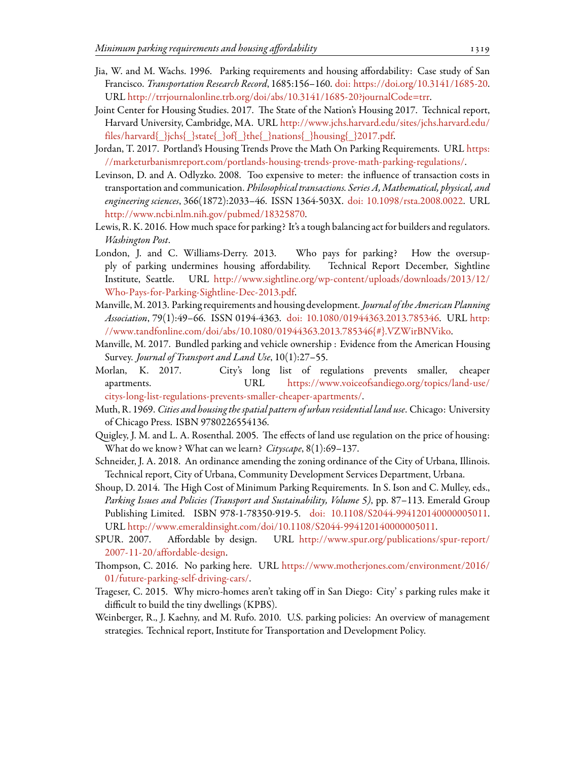Jia, W. and M. Wachs. 1996. Parking requirements and housing affordability: Case study of San Francisco. *Transportation Research Record*, 1685:156–160. doi: https://doi.org/10.3141/1685-20. URL http://trrjournalonline.trb.org/doi/abs/10.3141/1685-20?journalCode=trr.

Joint Center for Housing Studies. 2017. The State of the Nation's Housing 2017. Technical report, Harvard University, Cambridge, MA. URL http://www.jchs.harvard.edu/sites/jchs.harvard.edu/files/harvard{_}jchs{_}state{_}of{_}the{_}nations{_}housing{_}2017.pdf.

Jordan, T. 2017. Portland's Housing Trends Prove the Math On Parking Requirements. URL https://marketurbanismreport.com/portlands-housing-trends-prove-math-parking-regulations/.

Levinson, D. and A. Odlyzko. 2008. Too expensive to meter: the influence of transaction costs in transportation and communication. *Philosophical transactions. Series A, Mathematical, physical, and engineering sciences*, 366(1872):2033–46. ISSN 1364-503X. doi: 10.1098/rsta.2008.0022. URL http://www.ncbi.nlm.nih.gov/pubmed/18325870.

Lewis, R. K. 2016. How much space for parking? It's a tough balancing act for builders and regulators. *Washington Post*.

London, J. and C. Williams-Derry. 2013. Who pays for parking? How the oversupply of parking undermines housing affordability. Technical Report December, Sightline Institute, Seattle. URL http://www.sightline.org/wp-content/uploads/downloads/2013/12/Who-Pays-for-Parking-Sightline-Dec-2013.pdf.

Manville, M. 2013. Parking requirements and housing development. *Journal of the American Planning Association*, 79(1):49–66. ISSN 0194-4363. doi: 10.1080/01944363.2013.785346. URL http://www.tandfonline.com/doi/abs/10.1080/01944363.2013.785346{#}.VZWirBNViko.

Manville, M. 2017. Bundled parking and vehicle ownership : Evidence from the American Housing Survey. *Journal of Transport and Land Use*, 10(1):27–55.

Morlan, K. 2017. City's long list of regulations prevents smaller, cheaper apartments. URL https://www.voiceofsandiego.org/topics/land-use/citys-long-list-regulations-prevents-smaller-cheaper-apartments/.

Muth, R. 1969. *Cities and housing the spatial pattern of urban residential land use*. Chicago: University of Chicago Press. ISBN 9780226554136.

Quigley, J. M. and L. A. Rosenthal. 2005. The effects of land use regulation on the price of housing: What do we know? What can we learn? *Cityscape*, 8(1):69–137.

Schneider, J. A. 2018. An ordinance amending the zoning ordinance of the City of Urbana, Illinois. Technical report, City of Urbana, Community Development Services Department, Urbana.

Shoup, D. 2014. The High Cost of Minimum Parking Requirements. In S. Ison and C. Mulley, eds., *Parking Issues and Policies (Transport and Sustainability, Volume 5)*, pp. 87–113. Emerald Group Publishing Limited. ISBN 978-1-78350-919-5. doi: 10.1108/S2044-994120140000005011. URL http://www.emeraldinsight.com/doi/10.1108/S2044-994120140000005011.

SPUR. 2007. Affordable by design. URL http://www.spur.org/publications/spur-report/2007-11-20/affordable-design.

Thompson, C. 2016. No parking here. URL https://www.motherjones.com/environment/2016/01/future-parking-self-driving-cars/.

Trageser, C. 2015. Why micro-homes aren't taking off in San Diego: City' s parking rules make it difficult to build the tiny dwellings (KPBS).

Weinberger, R., J. Kaehny, and M. Rufo. 2010. U.S. parking policies: An overview of management strategies. Technical report, Institute for Transportation and Development Policy.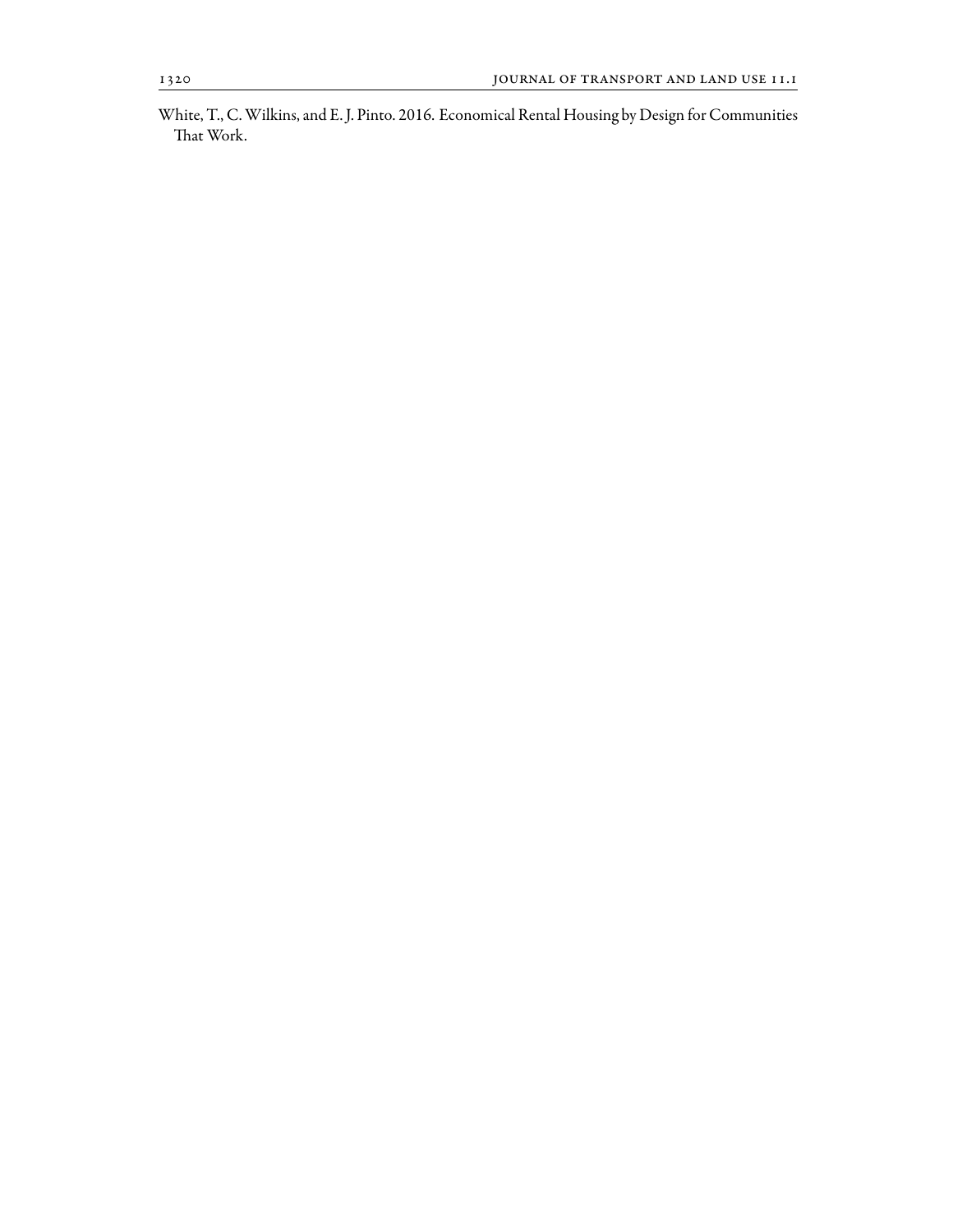White, T., C. Wilkins, and E. J. Pinto. 2016. Economical Rental Housing by Design for Communities That Work.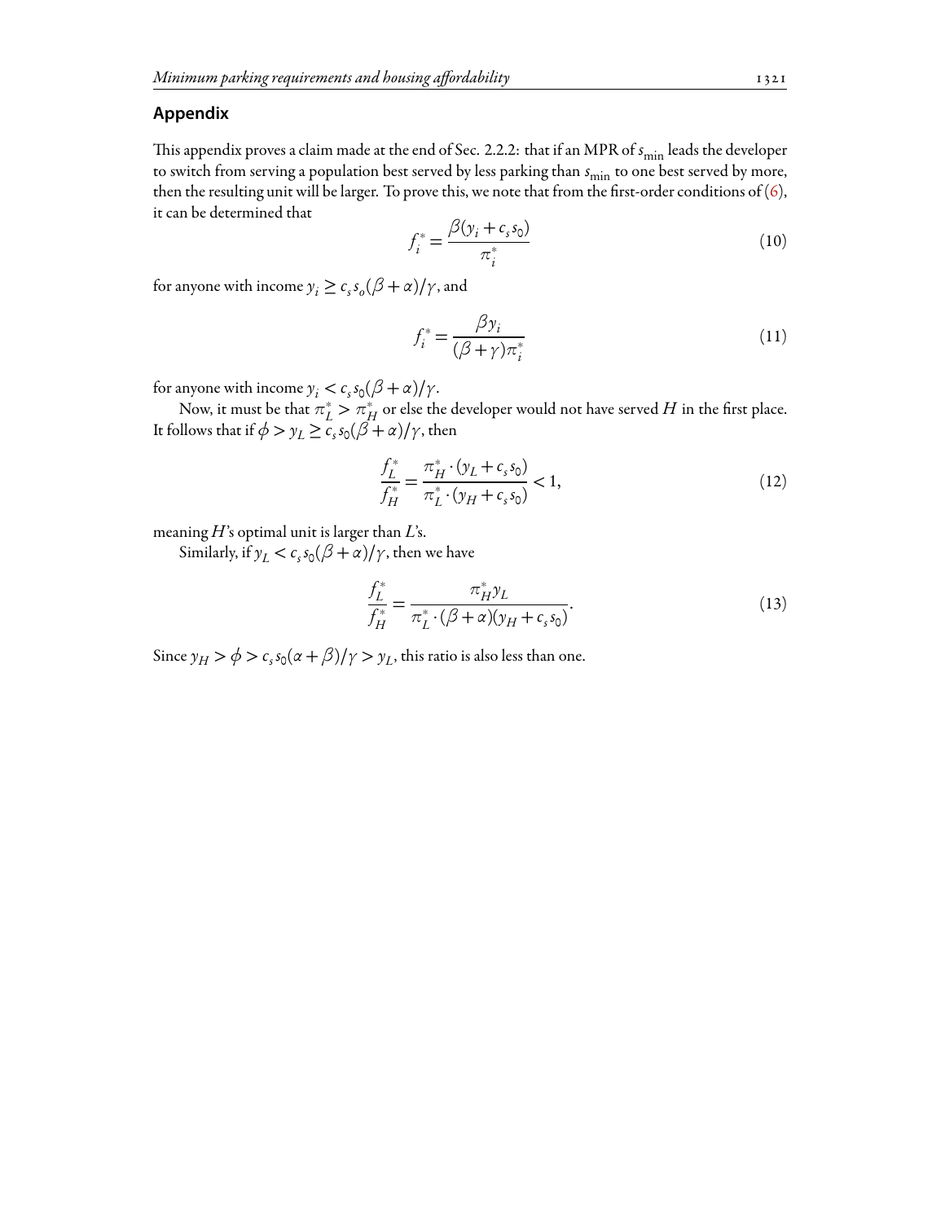## Appendix

This appendix proves a claim made at the end of Sec. 2.2.2: that if an MPR of $s_{\min}$ leads the developer to switch from serving a population best served by less parking than $s_{\min}$ to one best served by more, then the resulting unit will be larger. To prove this, we note that from the first-order conditions of (6), it can be determined that

$$f_i^* = \frac{\beta(y_i + c_s s_0)}{\pi_i^*} \tag{10}$$

for anyone with income $y_i \geq c_s s_o(\beta + \alpha)/\gamma$, and

$$f_i^* = \frac{\beta y_i}{(\beta + \gamma)\pi_i^*} \tag{11}$$

for anyone with income $y_i < c_s s_0(\beta + \alpha)/\gamma$.

Now, it must be that $\pi_L^* > \pi_H^*$ or else the developer would not have served $H$ in the first place. It follows that if $\phi > y_L \geq c_s s_0(\beta + \alpha)/\gamma$, then

$$\frac{f_L^*}{f_H^*} = \frac{\pi_H^* \cdot (y_L + c_s s_0)}{\pi_L^* \cdot (y_H + c_s s_0)} < 1, \tag{12}$$

meaning $H$'s optimal unit is larger than $L$'s.

Similarly, if $y_L < c_s s_0(\beta + \alpha)/\gamma$, then we have

$$\frac{f_L^*}{f_H^*} = \frac{\pi_H^* y_L}{\pi_L^* \cdot (\beta + \alpha)(y_H + c_s s_0)}. \tag{13}$$

Since $y_H > \phi > c_s s_0(\alpha + \beta)/\gamma > y_L$, this ratio is also less than one.